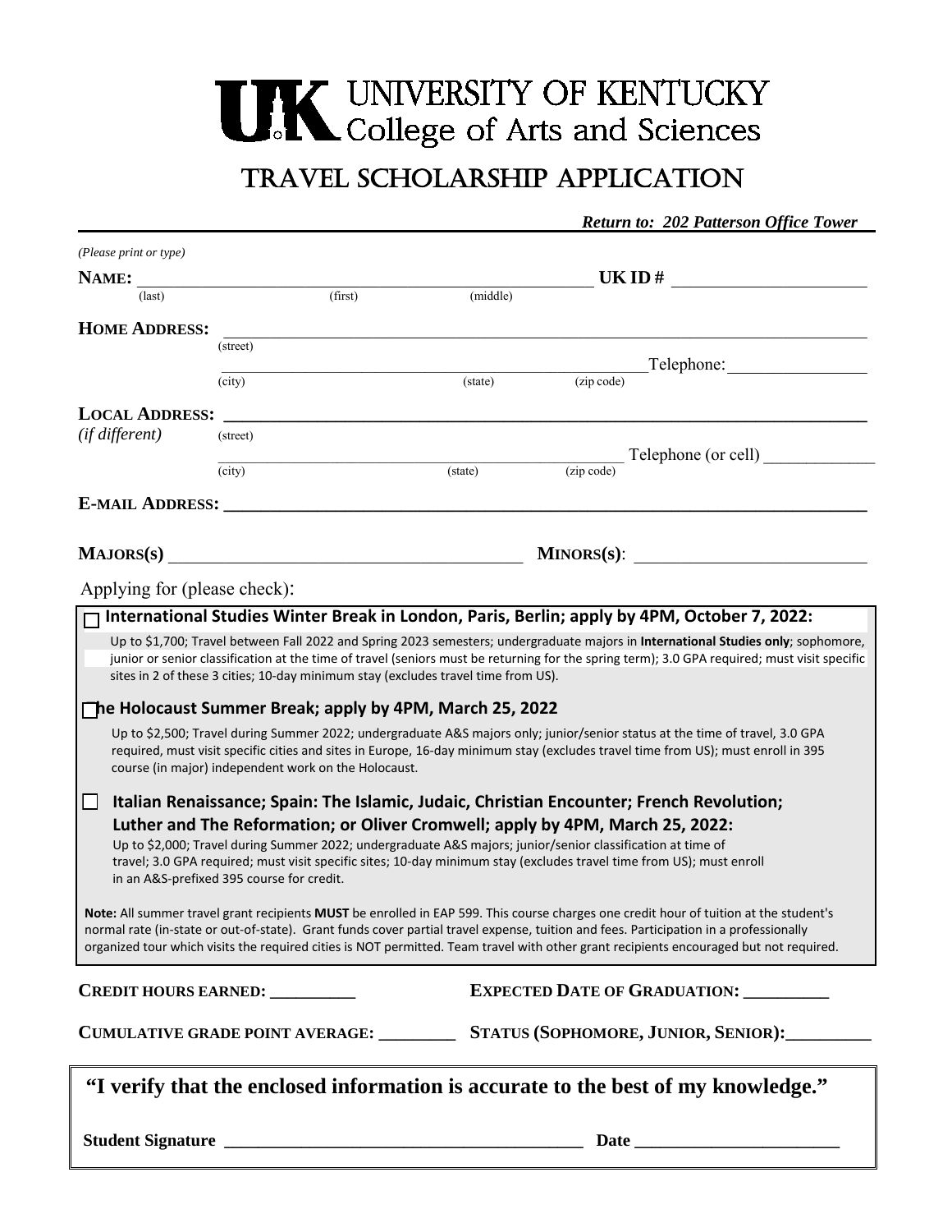# UNIVERSITY OF KENTUCKY
## College of Arts and Sciences

# TRAVEL SCHOLARSHIP APPLICATION

***Return to: 202 Patterson Office Tower***

*(Please print or type)*

**NAME:** ______________________________________________ **UK ID #** ____________________
(last) (first) (middle)

**HOME ADDRESS:** ______________________________________________________________
(street)

______________________________________________ Telephone: ________________
(city) (state) (zip code)

**LOCAL ADDRESS:** ______________________________________________________________
*(if different)* (street)

______________________________________________ Telephone (or cell) ____________
(city) (state) (zip code)

**E-MAIL ADDRESS:** ______________________________________________________________

**MAJORS(s)** ______________________________________ **MINORS(s)**: ________________________

Applying for (please check):

☐ **International Studies Winter Break in London, Paris, Berlin; apply by 4PM, October 7, 2022:**

Up to $1,700; Travel between Fall 2022 and Spring 2023 semesters; undergraduate majors in **International Studies only**; sophomore, junior or senior classification at the time of travel (seniors must be returning for the spring term); 3.0 GPA required; must visit specific sites in 2 of these 3 cities; 10-day minimum stay (excludes travel time from US).

☐ **he Holocaust Summer Break; apply by 4PM, March 25, 2022**

Up to $2,500; Travel during Summer 2022; undergraduate A&S majors only; junior/senior status at the time of travel, 3.0 GPA required, must visit specific cities and sites in Europe, 16-day minimum stay (excludes travel time from US); must enroll in 395 course (in major) independent work on the Holocaust.

☐ **Italian Renaissance; Spain: The Islamic, Judaic, Christian Encounter; French Revolution; Luther and The Reformation; or Oliver Cromwell; apply by 4PM, March 25, 2022:**

Up to $2,000; Travel during Summer 2022; undergraduate A&S majors; junior/senior classification at time of travel; 3.0 GPA required; must visit specific sites; 10-day minimum stay (excludes travel time from US); must enroll in an A&S-prefixed 395 course for credit.

**Note:** All summer travel grant recipients **MUST** be enrolled in EAP 599. This course charges one credit hour of tuition at the student's normal rate (in-state or out-of-state). Grant funds cover partial travel expense, tuition and fees. Participation in a professionally organized tour which visits the required cities is NOT permitted. Team travel with other grant recipients encouraged but not required.

**CREDIT HOURS EARNED:** __________ **EXPECTED DATE OF GRADUATION:** __________

**CUMULATIVE GRADE POINT AVERAGE:** _________ **STATUS (SOPHOMORE, JUNIOR, SENIOR):** __________

**"I verify that the enclosed information is accurate to the best of my knowledge."**

**Student Signature** ________________________________________ **Date** ________________________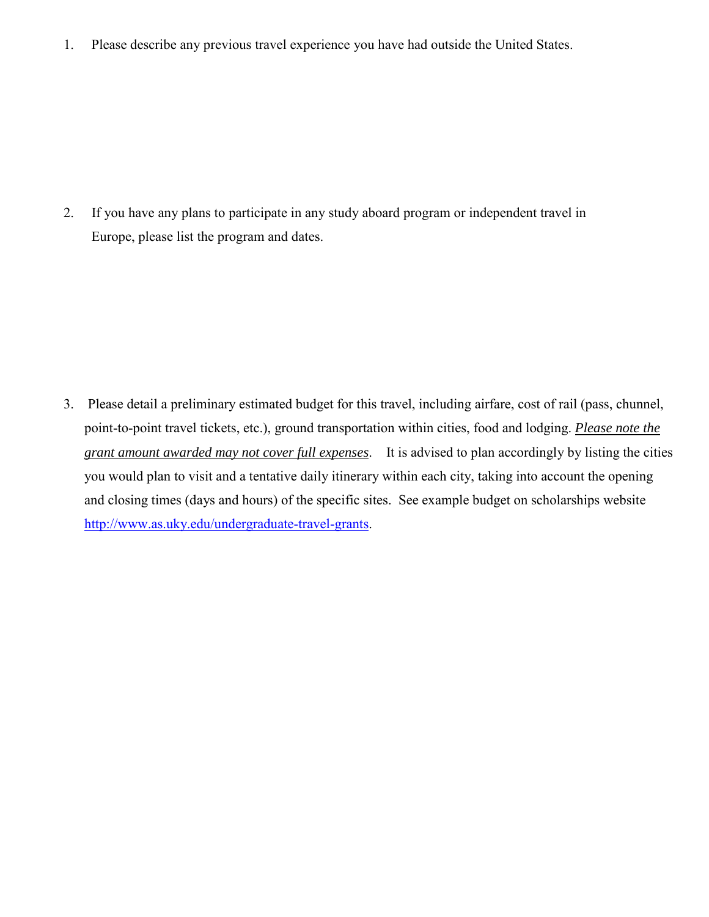1. Please describe any previous travel experience you have had outside the United States.

2. If you have any plans to participate in any study aboard program or independent travel in Europe, please list the program and dates.

3. Please detail a preliminary estimated budget for this travel, including airfare, cost of rail (pass, chunnel, point-to-point travel tickets, etc.), ground transportation within cities, food and lodging. ***Please note the grant amount awarded may not cover full expenses***. It is advised to plan accordingly by listing the cities you would plan to visit and a tentative daily itinerary within each city, taking into account the opening and closing times (days and hours) of the specific sites. See example budget on scholarships website [http://www.as.uky.edu/undergraduate-travel-grants](http://www.as.uky.edu/undergraduate-travel-grants).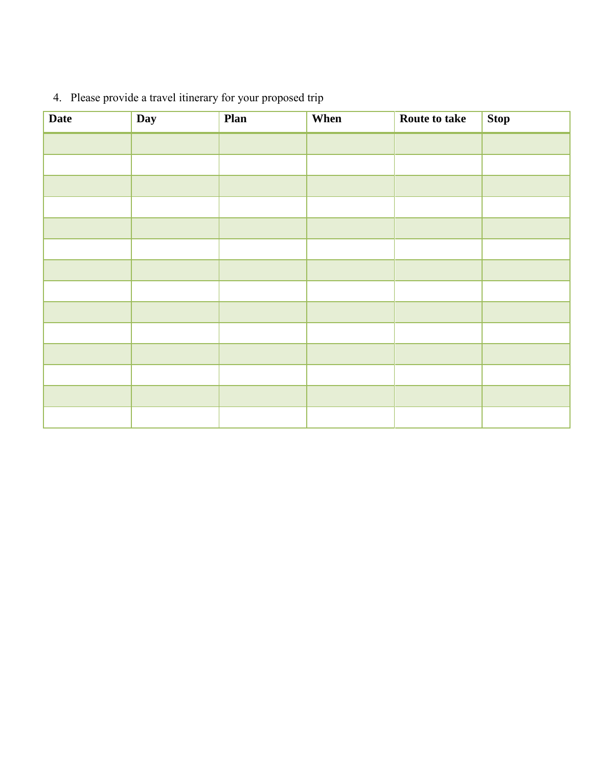4. Please provide a travel itinerary for your proposed trip

| Date | Day | Plan | When | Route to take | Stop |
|---|---|---|---|---|---|
| | | | | | |
| | | | | | |
| | | | | | |
| | | | | | |
| | | | | | |
| | | | | | |
| | | | | | |
| | | | | | |
| | | | | | |
| | | | | | |
| | | | | | |
| | | | | | |
| | | | | | |
| | | | | | |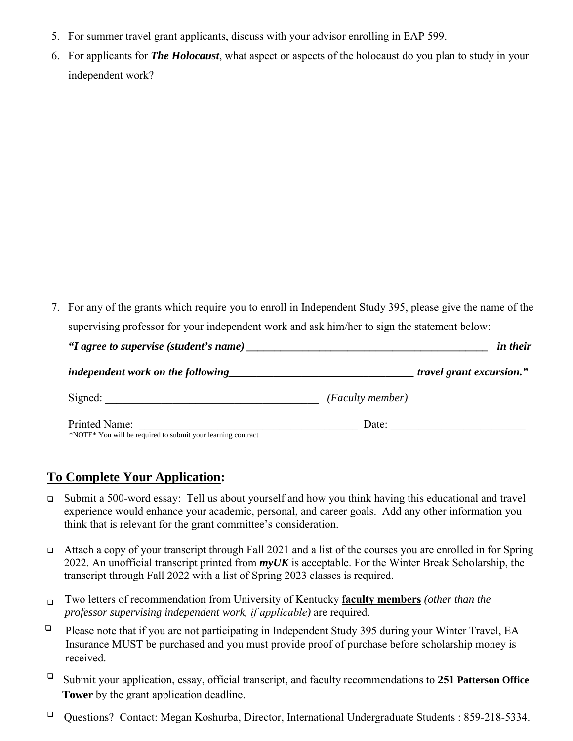5. For summer travel grant applicants, discuss with your advisor enrolling in EAP 599.
6. For applicants for ***The Holocaust***, what aspect or aspects of the holocaust do you plan to study in your independent work?

7. For any of the grants which require you to enroll in Independent Study 395, please give the name of the supervising professor for your independent work and ask him/her to sign the statement below:

   ***"I agree to supervise (student's name) ____________________________________________ in their independent work on the following_________________________________ travel grant excursion."***

   Signed: _______________________________________ *(Faculty member)*

   Printed Name: ________________________________________ Date: _________________________

   *NOTE* You will be required to submit your learning contract

## <u>To Complete Your Application</u>:

- Submit a 500-word essay: Tell us about yourself and how you think having this educational and travel experience would enhance your academic, personal, and career goals. Add any other information you think that is relevant for the grant committee's consideration.
- Attach a copy of your transcript through Fall 2021 and a list of the courses you are enrolled in for Spring 2022. An unofficial transcript printed from ***myUK*** is acceptable. For the Winter Break Scholarship, the transcript through Fall 2022 with a list of Spring 2023 classes is required.
- Two letters of recommendation from University of Kentucky **<u>faculty members</u>** *(other than the professor supervising independent work, if applicable)* are required.
- Please note that if you are not participating in Independent Study 395 during your Winter Travel, EA Insurance MUST be purchased and you must provide proof of purchase before scholarship money is received.
- Submit your application, essay, official transcript, and faculty recommendations to **251 Patterson Office Tower** by the grant application deadline.
- Questions? Contact: Megan Koshurba, Director, International Undergraduate Students : 859-218-5334.